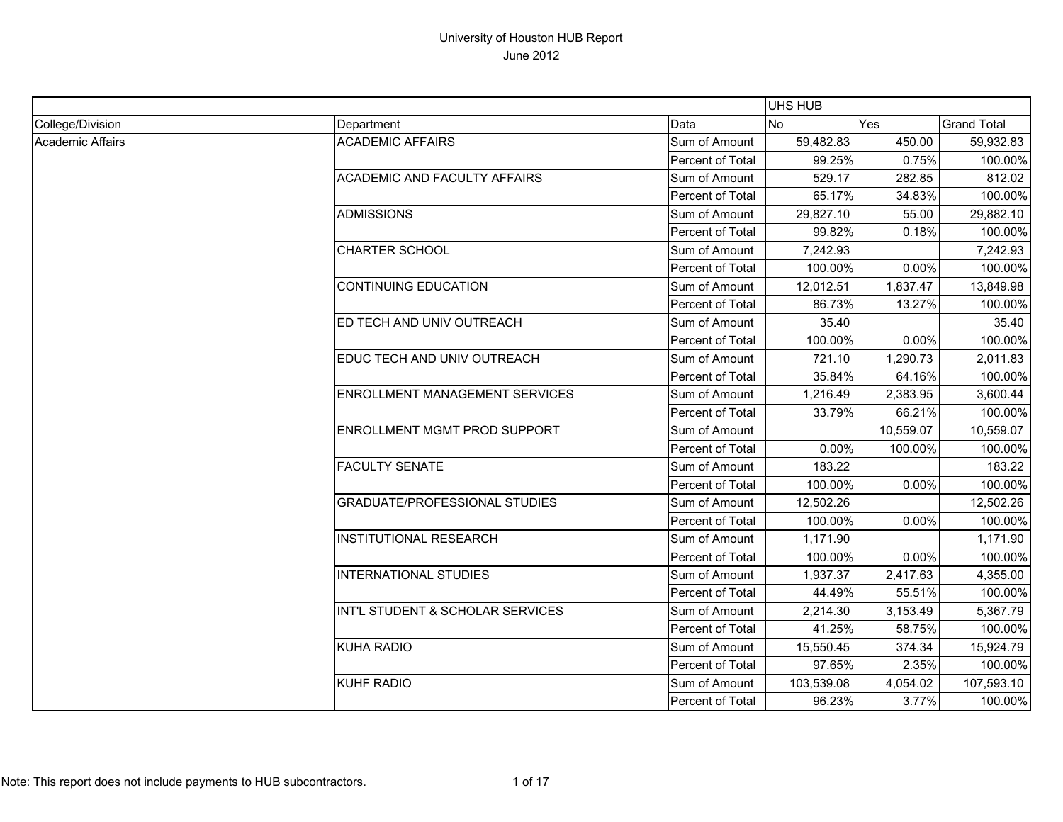# University of Houston HUB Report

June 2012

| | | | UHS HUB | | |
|---|---|---|---|---|---|
| College/Division | Department | Data | No | Yes | Grand Total |
| Academic Affairs | ACADEMIC AFFAIRS | Sum of Amount | 59,482.83 | 450.00 | 59,932.83 |
| | | Percent of Total | 99.25% | 0.75% | 100.00% |
| | ACADEMIC AND FACULTY AFFAIRS | Sum of Amount | 529.17 | 282.85 | 812.02 |
| | | Percent of Total | 65.17% | 34.83% | 100.00% |
| | ADMISSIONS | Sum of Amount | 29,827.10 | 55.00 | 29,882.10 |
| | | Percent of Total | 99.82% | 0.18% | 100.00% |
| | CHARTER SCHOOL | Sum of Amount | 7,242.93 | | 7,242.93 |
| | | Percent of Total | 100.00% | 0.00% | 100.00% |
| | CONTINUING EDUCATION | Sum of Amount | 12,012.51 | 1,837.47 | 13,849.98 |
| | | Percent of Total | 86.73% | 13.27% | 100.00% |
| | ED TECH AND UNIV OUTREACH | Sum of Amount | 35.40 | | 35.40 |
| | | Percent of Total | 100.00% | 0.00% | 100.00% |
| | EDUC TECH AND UNIV OUTREACH | Sum of Amount | 721.10 | 1,290.73 | 2,011.83 |
| | | Percent of Total | 35.84% | 64.16% | 100.00% |
| | ENROLLMENT MANAGEMENT SERVICES | Sum of Amount | 1,216.49 | 2,383.95 | 3,600.44 |
| | | Percent of Total | 33.79% | 66.21% | 100.00% |
| | ENROLLMENT MGMT PROD SUPPORT | Sum of Amount | | 10,559.07 | 10,559.07 |
| | | Percent of Total | 0.00% | 100.00% | 100.00% |
| | FACULTY SENATE | Sum of Amount | 183.22 | | 183.22 |
| | | Percent of Total | 100.00% | 0.00% | 100.00% |
| | GRADUATE/PROFESSIONAL STUDIES | Sum of Amount | 12,502.26 | | 12,502.26 |
| | | Percent of Total | 100.00% | 0.00% | 100.00% |
| | INSTITUTIONAL RESEARCH | Sum of Amount | 1,171.90 | | 1,171.90 |
| | | Percent of Total | 100.00% | 0.00% | 100.00% |
| | INTERNATIONAL STUDIES | Sum of Amount | 1,937.37 | 2,417.63 | 4,355.00 |
| | | Percent of Total | 44.49% | 55.51% | 100.00% |
| | INT'L STUDENT & SCHOLAR SERVICES | Sum of Amount | 2,214.30 | 3,153.49 | 5,367.79 |
| | | Percent of Total | 41.25% | 58.75% | 100.00% |
| | KUHA RADIO | Sum of Amount | 15,550.45 | 374.34 | 15,924.79 |
| | | Percent of Total | 97.65% | 2.35% | 100.00% |
| | KUHF RADIO | Sum of Amount | 103,539.08 | 4,054.02 | 107,593.10 |
| | | Percent of Total | 96.23% | 3.77% | 100.00% |

Note: This report does not include payments to HUB subcontractors.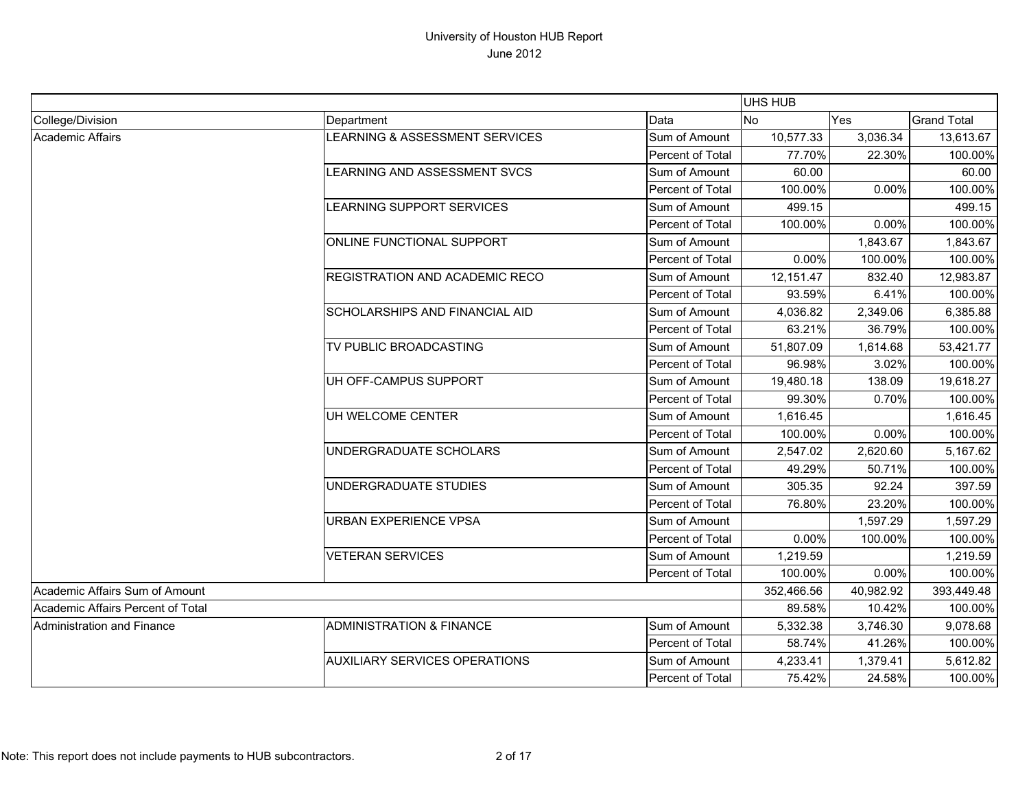# University of Houston HUB Report
June 2012

| | | | UHS HUB | | |
|---|---|---|---|---|---|
| College/Division | Department | Data | No | Yes | Grand Total |
| Academic Affairs | LEARNING & ASSESSMENT SERVICES | Sum of Amount | 10,577.33 | 3,036.34 | 13,613.67 |
| | | Percent of Total | 77.70% | 22.30% | 100.00% |
| | LEARNING AND ASSESSMENT SVCS | Sum of Amount | 60.00 | | 60.00 |
| | | Percent of Total | 100.00% | 0.00% | 100.00% |
| | LEARNING SUPPORT SERVICES | Sum of Amount | 499.15 | | 499.15 |
| | | Percent of Total | 100.00% | 0.00% | 100.00% |
| | ONLINE FUNCTIONAL SUPPORT | Sum of Amount | | 1,843.67 | 1,843.67 |
| | | Percent of Total | 0.00% | 100.00% | 100.00% |
| | REGISTRATION AND ACADEMIC RECO | Sum of Amount | 12,151.47 | 832.40 | 12,983.87 |
| | | Percent of Total | 93.59% | 6.41% | 100.00% |
| | SCHOLARSHIPS AND FINANCIAL AID | Sum of Amount | 4,036.82 | 2,349.06 | 6,385.88 |
| | | Percent of Total | 63.21% | 36.79% | 100.00% |
| | TV PUBLIC BROADCASTING | Sum of Amount | 51,807.09 | 1,614.68 | 53,421.77 |
| | | Percent of Total | 96.98% | 3.02% | 100.00% |
| | UH OFF-CAMPUS SUPPORT | Sum of Amount | 19,480.18 | 138.09 | 19,618.27 |
| | | Percent of Total | 99.30% | 0.70% | 100.00% |
| | UH WELCOME CENTER | Sum of Amount | 1,616.45 | | 1,616.45 |
| | | Percent of Total | 100.00% | 0.00% | 100.00% |
| | UNDERGRADUATE SCHOLARS | Sum of Amount | 2,547.02 | 2,620.60 | 5,167.62 |
| | | Percent of Total | 49.29% | 50.71% | 100.00% |
| | UNDERGRADUATE STUDIES | Sum of Amount | 305.35 | 92.24 | 397.59 |
| | | Percent of Total | 76.80% | 23.20% | 100.00% |
| | URBAN EXPERIENCE VPSA | Sum of Amount | | 1,597.29 | 1,597.29 |
| | | Percent of Total | 0.00% | 100.00% | 100.00% |
| | VETERAN SERVICES | Sum of Amount | 1,219.59 | | 1,219.59 |
| | | Percent of Total | 100.00% | 0.00% | 100.00% |
| Academic Affairs Sum of Amount | | | 352,466.56 | 40,982.92 | 393,449.48 |
| Academic Affairs Percent of Total | | | 89.58% | 10.42% | 100.00% |
| Administration and Finance | ADMINISTRATION & FINANCE | Sum of Amount | 5,332.38 | 3,746.30 | 9,078.68 |
| | | Percent of Total | 58.74% | 41.26% | 100.00% |
| | AUXILIARY SERVICES OPERATIONS | Sum of Amount | 4,233.41 | 1,379.41 | 5,612.82 |
| | | Percent of Total | 75.42% | 24.58% | 100.00% |

Note: This report does not include payments to HUB subcontractors.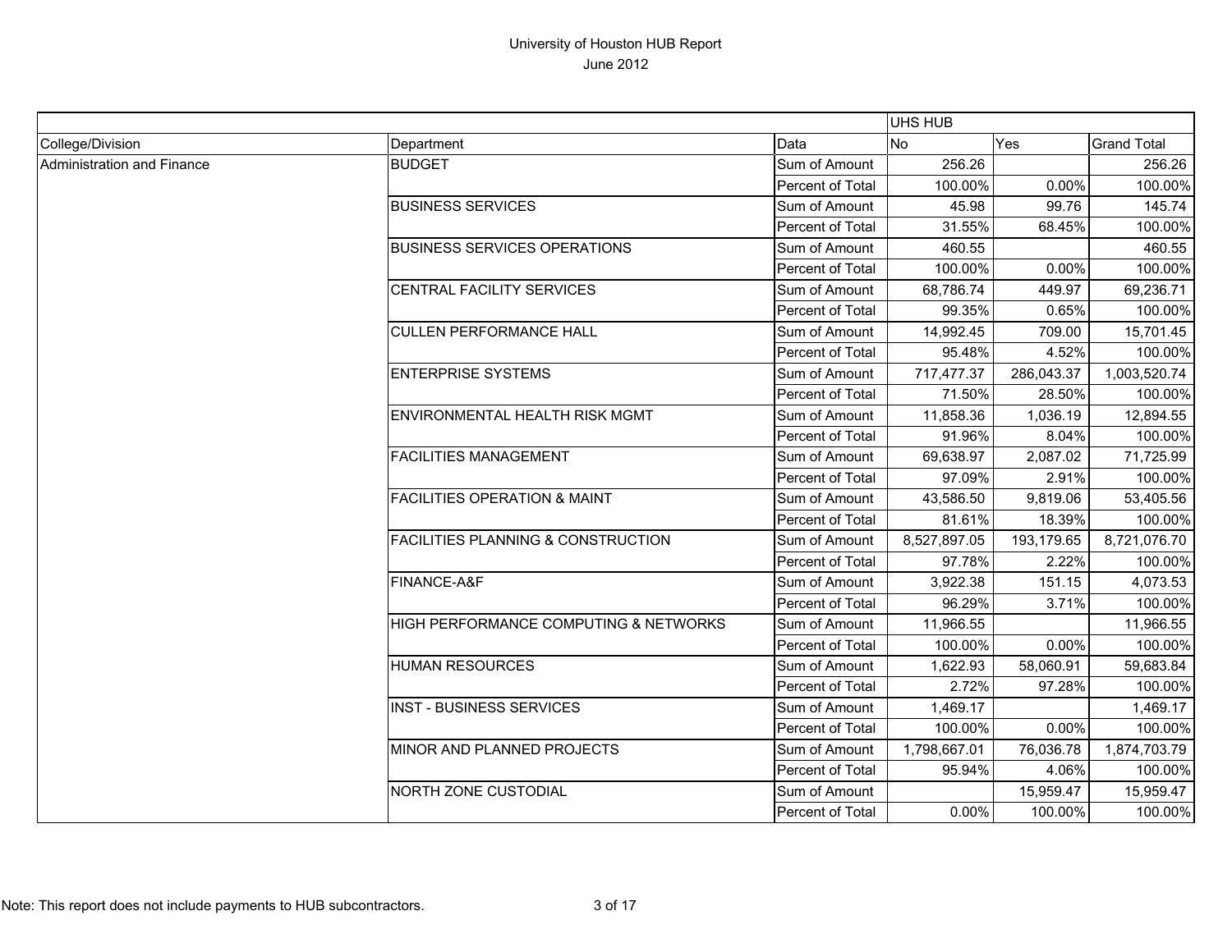# University of Houston HUB Report
June 2012

| | | | UHS HUB | | |
|---|---|---|---|---|---|
| College/Division | Department | Data | No | Yes | Grand Total |
| Administration and Finance | BUDGET | Sum of Amount | 256.26 | | 256.26 |
| | | Percent of Total | 100.00% | 0.00% | 100.00% |
| | BUSINESS SERVICES | Sum of Amount | 45.98 | 99.76 | 145.74 |
| | | Percent of Total | 31.55% | 68.45% | 100.00% |
| | BUSINESS SERVICES OPERATIONS | Sum of Amount | 460.55 | | 460.55 |
| | | Percent of Total | 100.00% | 0.00% | 100.00% |
| | CENTRAL FACILITY SERVICES | Sum of Amount | 68,786.74 | 449.97 | 69,236.71 |
| | | Percent of Total | 99.35% | 0.65% | 100.00% |
| | CULLEN PERFORMANCE HALL | Sum of Amount | 14,992.45 | 709.00 | 15,701.45 |
| | | Percent of Total | 95.48% | 4.52% | 100.00% |
| | ENTERPRISE SYSTEMS | Sum of Amount | 717,477.37 | 286,043.37 | 1,003,520.74 |
| | | Percent of Total | 71.50% | 28.50% | 100.00% |
| | ENVIRONMENTAL HEALTH RISK MGMT | Sum of Amount | 11,858.36 | 1,036.19 | 12,894.55 |
| | | Percent of Total | 91.96% | 8.04% | 100.00% |
| | FACILITIES MANAGEMENT | Sum of Amount | 69,638.97 | 2,087.02 | 71,725.99 |
| | | Percent of Total | 97.09% | 2.91% | 100.00% |
| | FACILITIES OPERATION & MAINT | Sum of Amount | 43,586.50 | 9,819.06 | 53,405.56 |
| | | Percent of Total | 81.61% | 18.39% | 100.00% |
| | FACILITIES PLANNING & CONSTRUCTION | Sum of Amount | 8,527,897.05 | 193,179.65 | 8,721,076.70 |
| | | Percent of Total | 97.78% | 2.22% | 100.00% |
| | FINANCE-A&F | Sum of Amount | 3,922.38 | 151.15 | 4,073.53 |
| | | Percent of Total | 96.29% | 3.71% | 100.00% |
| | HIGH PERFORMANCE COMPUTING & NETWORKS | Sum of Amount | 11,966.55 | | 11,966.55 |
| | | Percent of Total | 100.00% | 0.00% | 100.00% |
| | HUMAN RESOURCES | Sum of Amount | 1,622.93 | 58,060.91 | 59,683.84 |
| | | Percent of Total | 2.72% | 97.28% | 100.00% |
| | INST - BUSINESS SERVICES | Sum of Amount | 1,469.17 | | 1,469.17 |
| | | Percent of Total | 100.00% | 0.00% | 100.00% |
| | MINOR AND PLANNED PROJECTS | Sum of Amount | 1,798,667.01 | 76,036.78 | 1,874,703.79 |
| | | Percent of Total | 95.94% | 4.06% | 100.00% |
| | NORTH ZONE CUSTODIAL | Sum of Amount | | 15,959.47 | 15,959.47 |
| | | Percent of Total | 0.00% | 100.00% | 100.00% |

Note: This report does not include payments to HUB subcontractors.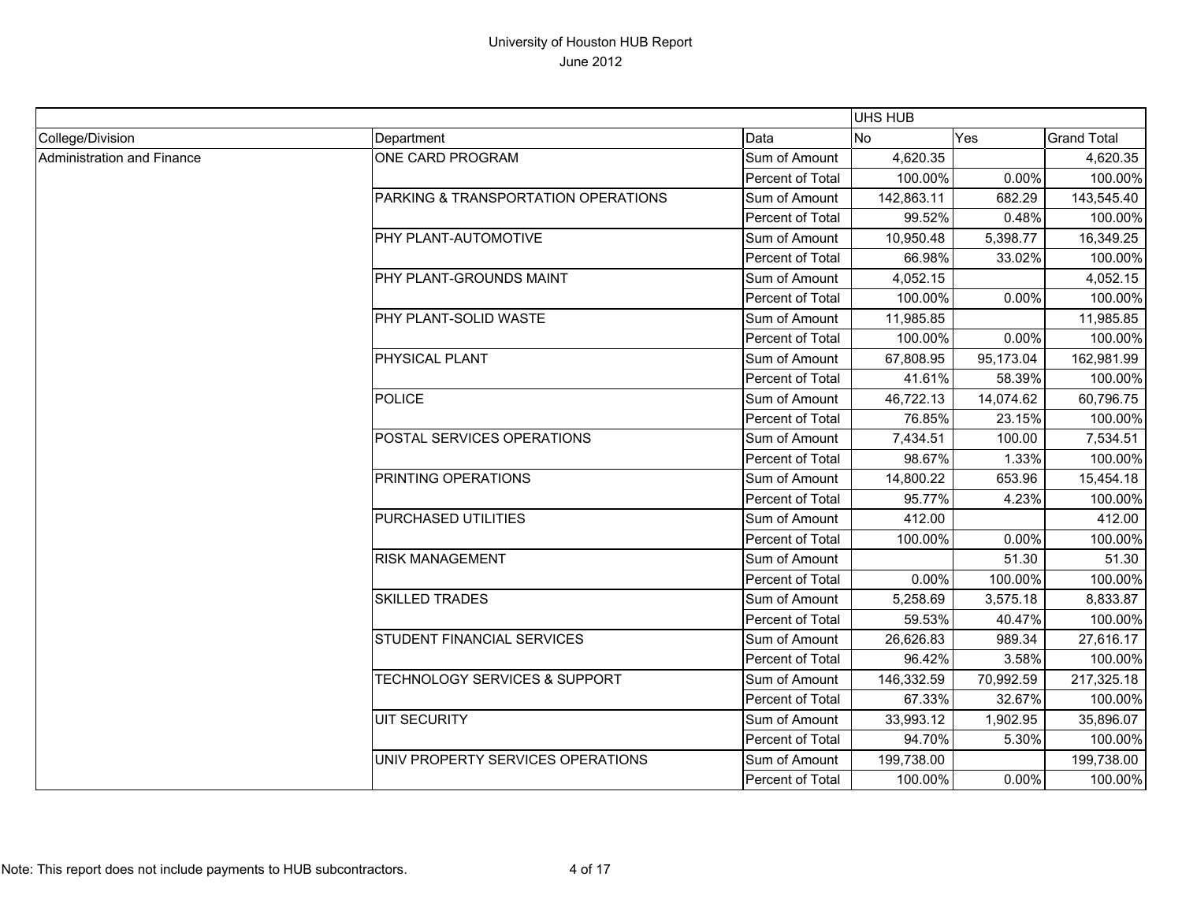# University of Houston HUB Report
June 2012

| | | | UHS HUB | | |
|---|---|---|---|---|---|
| College/Division | Department | Data | No | Yes | Grand Total |
| Administration and Finance | ONE CARD PROGRAM | Sum of Amount | 4,620.35 | | 4,620.35 |
| | | Percent of Total | 100.00% | 0.00% | 100.00% |
| | PARKING & TRANSPORTATION OPERATIONS | Sum of Amount | 142,863.11 | 682.29 | 143,545.40 |
| | | Percent of Total | 99.52% | 0.48% | 100.00% |
| | PHY PLANT-AUTOMOTIVE | Sum of Amount | 10,950.48 | 5,398.77 | 16,349.25 |
| | | Percent of Total | 66.98% | 33.02% | 100.00% |
| | PHY PLANT-GROUNDS MAINT | Sum of Amount | 4,052.15 | | 4,052.15 |
| | | Percent of Total | 100.00% | 0.00% | 100.00% |
| | PHY PLANT-SOLID WASTE | Sum of Amount | 11,985.85 | | 11,985.85 |
| | | Percent of Total | 100.00% | 0.00% | 100.00% |
| | PHYSICAL PLANT | Sum of Amount | 67,808.95 | 95,173.04 | 162,981.99 |
| | | Percent of Total | 41.61% | 58.39% | 100.00% |
| | POLICE | Sum of Amount | 46,722.13 | 14,074.62 | 60,796.75 |
| | | Percent of Total | 76.85% | 23.15% | 100.00% |
| | POSTAL SERVICES OPERATIONS | Sum of Amount | 7,434.51 | 100.00 | 7,534.51 |
| | | Percent of Total | 98.67% | 1.33% | 100.00% |
| | PRINTING OPERATIONS | Sum of Amount | 14,800.22 | 653.96 | 15,454.18 |
| | | Percent of Total | 95.77% | 4.23% | 100.00% |
| | PURCHASED UTILITIES | Sum of Amount | 412.00 | | 412.00 |
| | | Percent of Total | 100.00% | 0.00% | 100.00% |
| | RISK MANAGEMENT | Sum of Amount | | 51.30 | 51.30 |
| | | Percent of Total | 0.00% | 100.00% | 100.00% |
| | SKILLED TRADES | Sum of Amount | 5,258.69 | 3,575.18 | 8,833.87 |
| | | Percent of Total | 59.53% | 40.47% | 100.00% |
| | STUDENT FINANCIAL SERVICES | Sum of Amount | 26,626.83 | 989.34 | 27,616.17 |
| | | Percent of Total | 96.42% | 3.58% | 100.00% |
| | TECHNOLOGY SERVICES & SUPPORT | Sum of Amount | 146,332.59 | 70,992.59 | 217,325.18 |
| | | Percent of Total | 67.33% | 32.67% | 100.00% |
| | UIT SECURITY | Sum of Amount | 33,993.12 | 1,902.95 | 35,896.07 |
| | | Percent of Total | 94.70% | 5.30% | 100.00% |
| | UNIV PROPERTY SERVICES OPERATIONS | Sum of Amount | 199,738.00 | | 199,738.00 |
| | | Percent of Total | 100.00% | 0.00% | 100.00% |

Note: This report does not include payments to HUB subcontractors.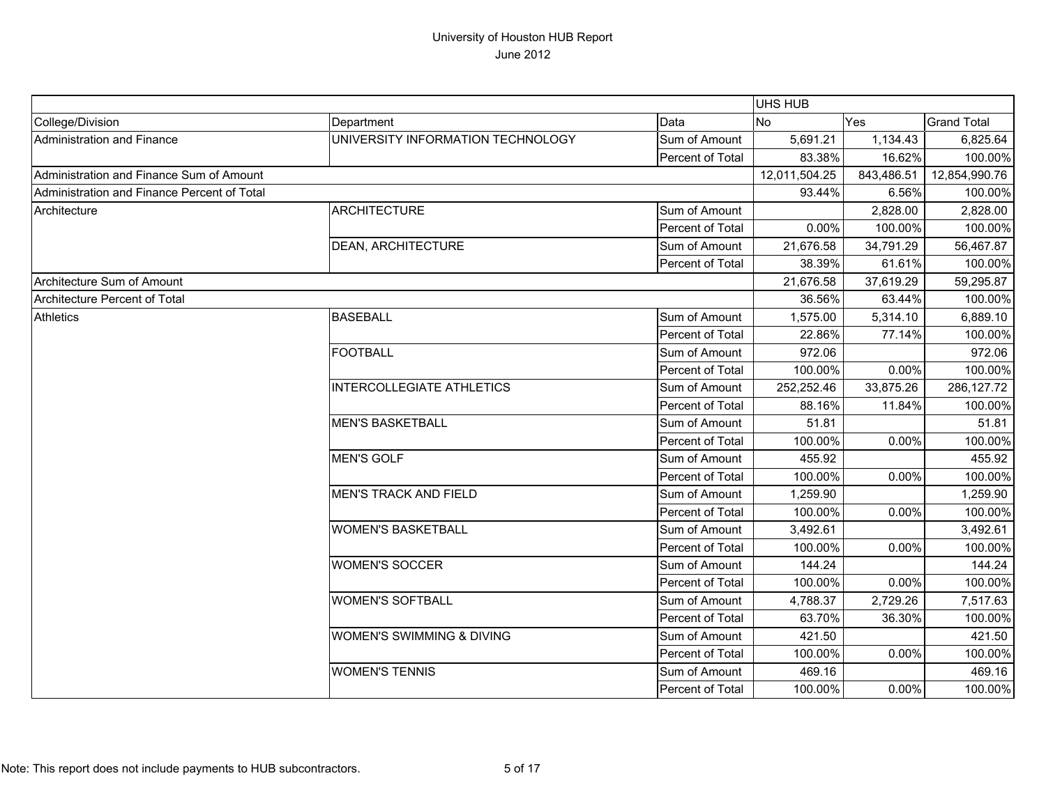# University of Houston HUB Report

June 2012

| | | | UHS HUB | | |
|---|---|---|---|---|---|
| College/Division | Department | Data | No | Yes | Grand Total |
| Administration and Finance | UNIVERSITY INFORMATION TECHNOLOGY | Sum of Amount | 5,691.21 | 1,134.43 | 6,825.64 |
| | | Percent of Total | 83.38% | 16.62% | 100.00% |
| Administration and Finance Sum of Amount | | | 12,011,504.25 | 843,486.51 | 12,854,990.76 |
| Administration and Finance Percent of Total | | | 93.44% | 6.56% | 100.00% |
| Architecture | ARCHITECTURE | Sum of Amount | | 2,828.00 | 2,828.00 |
| | | Percent of Total | 0.00% | 100.00% | 100.00% |
| | DEAN, ARCHITECTURE | Sum of Amount | 21,676.58 | 34,791.29 | 56,467.87 |
| | | Percent of Total | 38.39% | 61.61% | 100.00% |
| Architecture Sum of Amount | | | 21,676.58 | 37,619.29 | 59,295.87 |
| Architecture Percent of Total | | | 36.56% | 63.44% | 100.00% |
| Athletics | BASEBALL | Sum of Amount | 1,575.00 | 5,314.10 | 6,889.10 |
| | | Percent of Total | 22.86% | 77.14% | 100.00% |
| | FOOTBALL | Sum of Amount | 972.06 | | 972.06 |
| | | Percent of Total | 100.00% | 0.00% | 100.00% |
| | INTERCOLLEGIATE ATHLETICS | Sum of Amount | 252,252.46 | 33,875.26 | 286,127.72 |
| | | Percent of Total | 88.16% | 11.84% | 100.00% |
| | MEN'S BASKETBALL | Sum of Amount | 51.81 | | 51.81 |
| | | Percent of Total | 100.00% | 0.00% | 100.00% |
| | MEN'S GOLF | Sum of Amount | 455.92 | | 455.92 |
| | | Percent of Total | 100.00% | 0.00% | 100.00% |
| | MEN'S TRACK AND FIELD | Sum of Amount | 1,259.90 | | 1,259.90 |
| | | Percent of Total | 100.00% | 0.00% | 100.00% |
| | WOMEN'S BASKETBALL | Sum of Amount | 3,492.61 | | 3,492.61 |
| | | Percent of Total | 100.00% | 0.00% | 100.00% |
| | WOMEN'S SOCCER | Sum of Amount | 144.24 | | 144.24 |
| | | Percent of Total | 100.00% | 0.00% | 100.00% |
| | WOMEN'S SOFTBALL | Sum of Amount | 4,788.37 | 2,729.26 | 7,517.63 |
| | | Percent of Total | 63.70% | 36.30% | 100.00% |
| | WOMEN'S SWIMMING & DIVING | Sum of Amount | 421.50 | | 421.50 |
| | | Percent of Total | 100.00% | 0.00% | 100.00% |
| | WOMEN'S TENNIS | Sum of Amount | 469.16 | | 469.16 |
| | | Percent of Total | 100.00% | 0.00% | 100.00% |

Note: This report does not include payments to HUB subcontractors.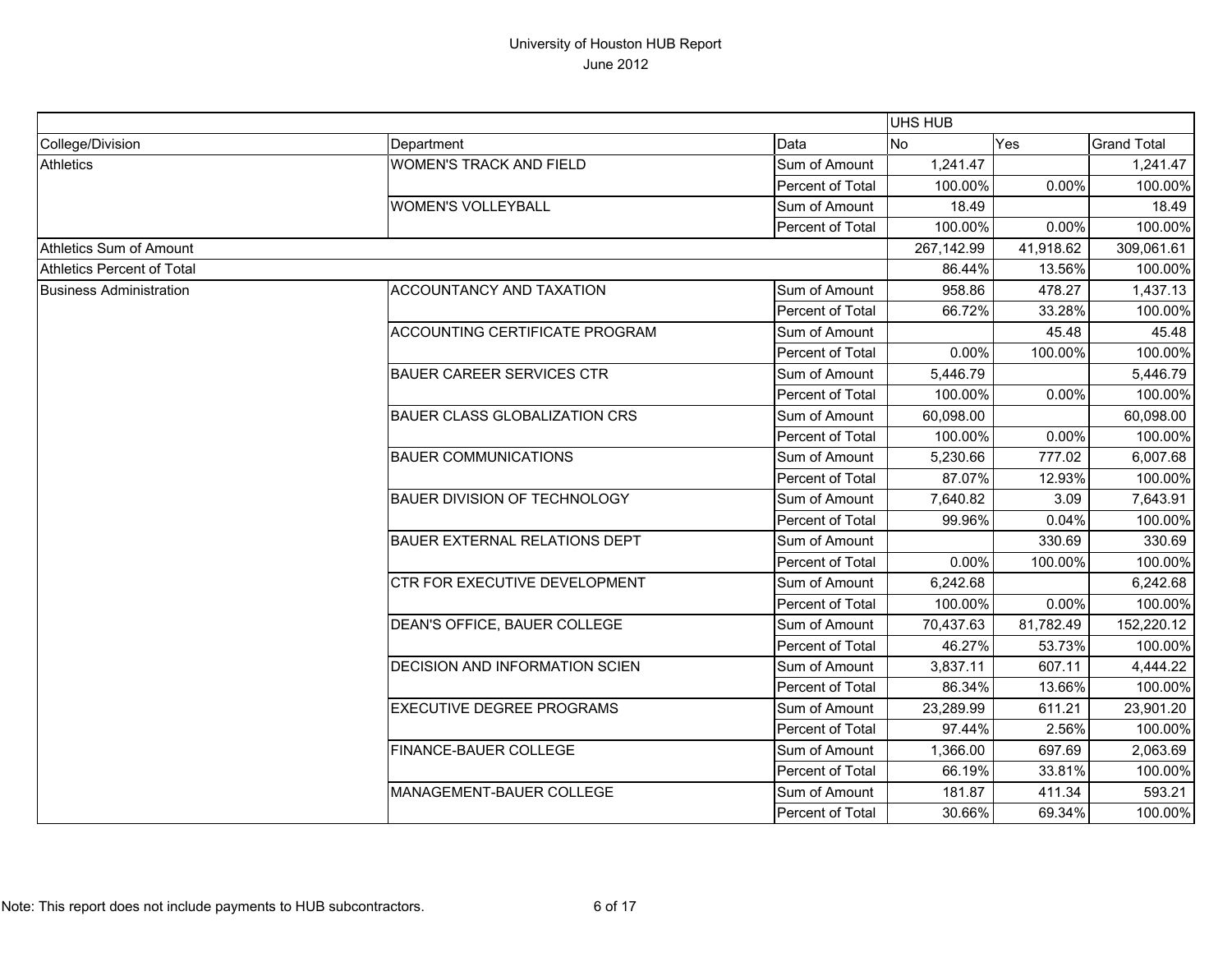# University of Houston HUB Report

June 2012

| | | | UHS HUB | | |
|---|---|---|---|---|---|
| College/Division | Department | Data | No | Yes | Grand Total |
| Athletics | WOMEN'S TRACK AND FIELD | Sum of Amount | 1,241.47 | | 1,241.47 |
| | | Percent of Total | 100.00% | 0.00% | 100.00% |
| | WOMEN'S VOLLEYBALL | Sum of Amount | 18.49 | | 18.49 |
| | | Percent of Total | 100.00% | 0.00% | 100.00% |
| Athletics Sum of Amount | | | 267,142.99 | 41,918.62 | 309,061.61 |
| Athletics Percent of Total | | | 86.44% | 13.56% | 100.00% |
| Business Administration | ACCOUNTANCY AND TAXATION | Sum of Amount | 958.86 | 478.27 | 1,437.13 |
| | | Percent of Total | 66.72% | 33.28% | 100.00% |
| | ACCOUNTING CERTIFICATE PROGRAM | Sum of Amount | | 45.48 | 45.48 |
| | | Percent of Total | 0.00% | 100.00% | 100.00% |
| | BAUER CAREER SERVICES CTR | Sum of Amount | 5,446.79 | | 5,446.79 |
| | | Percent of Total | 100.00% | 0.00% | 100.00% |
| | BAUER CLASS GLOBALIZATION CRS | Sum of Amount | 60,098.00 | | 60,098.00 |
| | | Percent of Total | 100.00% | 0.00% | 100.00% |
| | BAUER COMMUNICATIONS | Sum of Amount | 5,230.66 | 777.02 | 6,007.68 |
| | | Percent of Total | 87.07% | 12.93% | 100.00% |
| | BAUER DIVISION OF TECHNOLOGY | Sum of Amount | 7,640.82 | 3.09 | 7,643.91 |
| | | Percent of Total | 99.96% | 0.04% | 100.00% |
| | BAUER EXTERNAL RELATIONS DEPT | Sum of Amount | | 330.69 | 330.69 |
| | | Percent of Total | 0.00% | 100.00% | 100.00% |
| | CTR FOR EXECUTIVE DEVELOPMENT | Sum of Amount | 6,242.68 | | 6,242.68 |
| | | Percent of Total | 100.00% | 0.00% | 100.00% |
| | DEAN'S OFFICE, BAUER COLLEGE | Sum of Amount | 70,437.63 | 81,782.49 | 152,220.12 |
| | | Percent of Total | 46.27% | 53.73% | 100.00% |
| | DECISION AND INFORMATION SCIEN | Sum of Amount | 3,837.11 | 607.11 | 4,444.22 |
| | | Percent of Total | 86.34% | 13.66% | 100.00% |
| | EXECUTIVE DEGREE PROGRAMS | Sum of Amount | 23,289.99 | 611.21 | 23,901.20 |
| | | Percent of Total | 97.44% | 2.56% | 100.00% |
| | FINANCE-BAUER COLLEGE | Sum of Amount | 1,366.00 | 697.69 | 2,063.69 |
| | | Percent of Total | 66.19% | 33.81% | 100.00% |
| | MANAGEMENT-BAUER COLLEGE | Sum of Amount | 181.87 | 411.34 | 593.21 |
| | | Percent of Total | 30.66% | 69.34% | 100.00% |

Note: This report does not include payments to HUB subcontractors.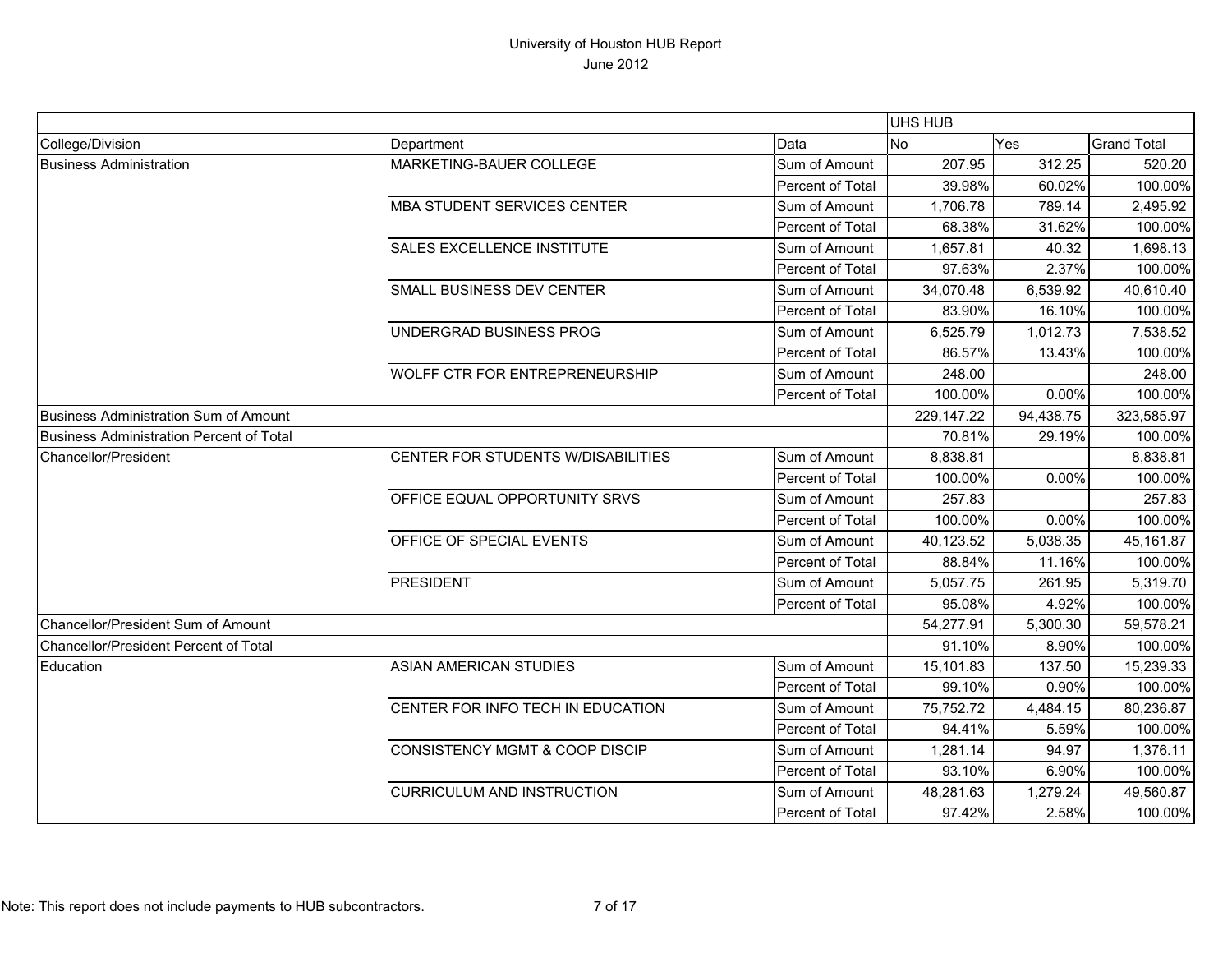# University of Houston HUB Report

June 2012

| | | | UHS HUB | | |
|---|---|---|---|---|---|
| College/Division | Department | Data | No | Yes | Grand Total |
| Business Administration | MARKETING-BAUER COLLEGE | Sum of Amount | 207.95 | 312.25 | 520.20 |
| | | Percent of Total | 39.98% | 60.02% | 100.00% |
| | MBA STUDENT SERVICES CENTER | Sum of Amount | 1,706.78 | 789.14 | 2,495.92 |
| | | Percent of Total | 68.38% | 31.62% | 100.00% |
| | SALES EXCELLENCE INSTITUTE | Sum of Amount | 1,657.81 | 40.32 | 1,698.13 |
| | | Percent of Total | 97.63% | 2.37% | 100.00% |
| | SMALL BUSINESS DEV CENTER | Sum of Amount | 34,070.48 | 6,539.92 | 40,610.40 |
| | | Percent of Total | 83.90% | 16.10% | 100.00% |
| | UNDERGRAD BUSINESS PROG | Sum of Amount | 6,525.79 | 1,012.73 | 7,538.52 |
| | | Percent of Total | 86.57% | 13.43% | 100.00% |
| | WOLFF CTR FOR ENTREPRENEURSHIP | Sum of Amount | 248.00 | | 248.00 |
| | | Percent of Total | 100.00% | 0.00% | 100.00% |
| Business Administration Sum of Amount | | | 229,147.22 | 94,438.75 | 323,585.97 |
| Business Administration Percent of Total | | | 70.81% | 29.19% | 100.00% |
| Chancellor/President | CENTER FOR STUDENTS W/DISABILITIES | Sum of Amount | 8,838.81 | | 8,838.81 |
| | | Percent of Total | 100.00% | 0.00% | 100.00% |
| | OFFICE EQUAL OPPORTUNITY SRVS | Sum of Amount | 257.83 | | 257.83 |
| | | Percent of Total | 100.00% | 0.00% | 100.00% |
| | OFFICE OF SPECIAL EVENTS | Sum of Amount | 40,123.52 | 5,038.35 | 45,161.87 |
| | | Percent of Total | 88.84% | 11.16% | 100.00% |
| | PRESIDENT | Sum of Amount | 5,057.75 | 261.95 | 5,319.70 |
| | | Percent of Total | 95.08% | 4.92% | 100.00% |
| Chancellor/President Sum of Amount | | | 54,277.91 | 5,300.30 | 59,578.21 |
| Chancellor/President Percent of Total | | | 91.10% | 8.90% | 100.00% |
| Education | ASIAN AMERICAN STUDIES | Sum of Amount | 15,101.83 | 137.50 | 15,239.33 |
| | | Percent of Total | 99.10% | 0.90% | 100.00% |
| | CENTER FOR INFO TECH IN EDUCATION | Sum of Amount | 75,752.72 | 4,484.15 | 80,236.87 |
| | | Percent of Total | 94.41% | 5.59% | 100.00% |
| | CONSISTENCY MGMT & COOP DISCIP | Sum of Amount | 1,281.14 | 94.97 | 1,376.11 |
| | | Percent of Total | 93.10% | 6.90% | 100.00% |
| | CURRICULUM AND INSTRUCTION | Sum of Amount | 48,281.63 | 1,279.24 | 49,560.87 |
| | | Percent of Total | 97.42% | 2.58% | 100.00% |

Note: This report does not include payments to HUB subcontractors.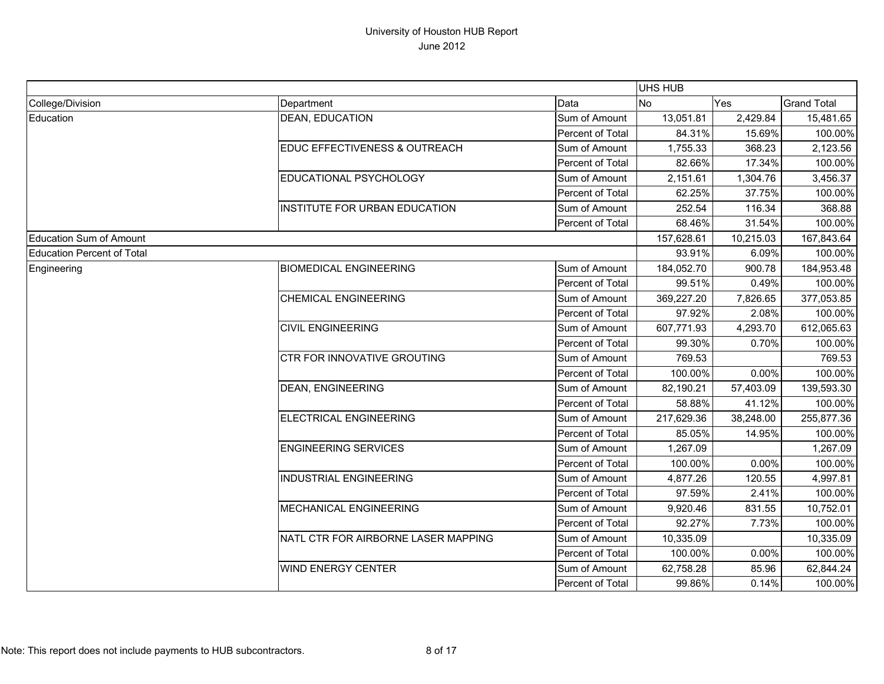# University of Houston HUB Report
June 2012

| | | | UHS HUB | | |
|---|---|---|---|---|---|
| College/Division | Department | Data | No | Yes | Grand Total |
| Education | DEAN, EDUCATION | Sum of Amount | 13,051.81 | 2,429.84 | 15,481.65 |
| | | Percent of Total | 84.31% | 15.69% | 100.00% |
| | EDUC EFFECTIVENESS & OUTREACH | Sum of Amount | 1,755.33 | 368.23 | 2,123.56 |
| | | Percent of Total | 82.66% | 17.34% | 100.00% |
| | EDUCATIONAL PSYCHOLOGY | Sum of Amount | 2,151.61 | 1,304.76 | 3,456.37 |
| | | Percent of Total | 62.25% | 37.75% | 100.00% |
| | INSTITUTE FOR URBAN EDUCATION | Sum of Amount | 252.54 | 116.34 | 368.88 |
| | | Percent of Total | 68.46% | 31.54% | 100.00% |
| Education Sum of Amount | | | 157,628.61 | 10,215.03 | 167,843.64 |
| Education Percent of Total | | | 93.91% | 6.09% | 100.00% |
| Engineering | BIOMEDICAL ENGINEERING | Sum of Amount | 184,052.70 | 900.78 | 184,953.48 |
| | | Percent of Total | 99.51% | 0.49% | 100.00% |
| | CHEMICAL ENGINEERING | Sum of Amount | 369,227.20 | 7,826.65 | 377,053.85 |
| | | Percent of Total | 97.92% | 2.08% | 100.00% |
| | CIVIL ENGINEERING | Sum of Amount | 607,771.93 | 4,293.70 | 612,065.63 |
| | | Percent of Total | 99.30% | 0.70% | 100.00% |
| | CTR FOR INNOVATIVE GROUTING | Sum of Amount | 769.53 | | 769.53 |
| | | Percent of Total | 100.00% | 0.00% | 100.00% |
| | DEAN, ENGINEERING | Sum of Amount | 82,190.21 | 57,403.09 | 139,593.30 |
| | | Percent of Total | 58.88% | 41.12% | 100.00% |
| | ELECTRICAL ENGINEERING | Sum of Amount | 217,629.36 | 38,248.00 | 255,877.36 |
| | | Percent of Total | 85.05% | 14.95% | 100.00% |
| | ENGINEERING SERVICES | Sum of Amount | 1,267.09 | | 1,267.09 |
| | | Percent of Total | 100.00% | 0.00% | 100.00% |
| | INDUSTRIAL ENGINEERING | Sum of Amount | 4,877.26 | 120.55 | 4,997.81 |
| | | Percent of Total | 97.59% | 2.41% | 100.00% |
| | MECHANICAL ENGINEERING | Sum of Amount | 9,920.46 | 831.55 | 10,752.01 |
| | | Percent of Total | 92.27% | 7.73% | 100.00% |
| | NATL CTR FOR AIRBORNE LASER MAPPING | Sum of Amount | 10,335.09 | | 10,335.09 |
| | | Percent of Total | 100.00% | 0.00% | 100.00% |
| | WIND ENERGY CENTER | Sum of Amount | 62,758.28 | 85.96 | 62,844.24 |
| | | Percent of Total | 99.86% | 0.14% | 100.00% |

Note: This report does not include payments to HUB subcontractors.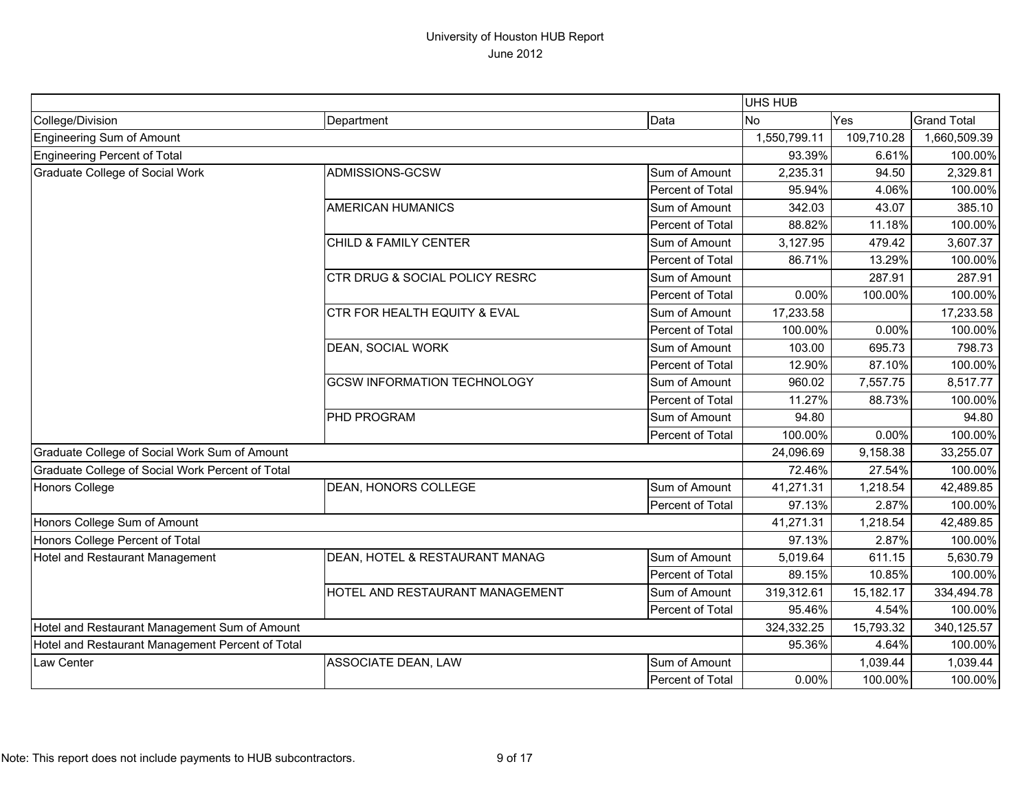# University of Houston HUB Report

June 2012

| | | | UHS HUB | | |
|---|---|---|---|---|---|
| College/Division | Department | Data | No | Yes | Grand Total |
| Engineering Sum of Amount | | | 1,550,799.11 | 109,710.28 | 1,660,509.39 |
| Engineering Percent of Total | | | 93.39% | 6.61% | 100.00% |
| Graduate College of Social Work | ADMISSIONS-GCSW | Sum of Amount | 2,235.31 | 94.50 | 2,329.81 |
| | | Percent of Total | 95.94% | 4.06% | 100.00% |
| | AMERICAN HUMANICS | Sum of Amount | 342.03 | 43.07 | 385.10 |
| | | Percent of Total | 88.82% | 11.18% | 100.00% |
| | CHILD & FAMILY CENTER | Sum of Amount | 3,127.95 | 479.42 | 3,607.37 |
| | | Percent of Total | 86.71% | 13.29% | 100.00% |
| | CTR DRUG & SOCIAL POLICY RESRC | Sum of Amount | | 287.91 | 287.91 |
| | | Percent of Total | 0.00% | 100.00% | 100.00% |
| | CTR FOR HEALTH EQUITY & EVAL | Sum of Amount | 17,233.58 | | 17,233.58 |
| | | Percent of Total | 100.00% | 0.00% | 100.00% |
| | DEAN, SOCIAL WORK | Sum of Amount | 103.00 | 695.73 | 798.73 |
| | | Percent of Total | 12.90% | 87.10% | 100.00% |
| | GCSW INFORMATION TECHNOLOGY | Sum of Amount | 960.02 | 7,557.75 | 8,517.77 |
| | | Percent of Total | 11.27% | 88.73% | 100.00% |
| | PHD PROGRAM | Sum of Amount | 94.80 | | 94.80 |
| | | Percent of Total | 100.00% | 0.00% | 100.00% |
| Graduate College of Social Work Sum of Amount | | | 24,096.69 | 9,158.38 | 33,255.07 |
| Graduate College of Social Work Percent of Total | | | 72.46% | 27.54% | 100.00% |
| Honors College | DEAN, HONORS COLLEGE | Sum of Amount | 41,271.31 | 1,218.54 | 42,489.85 |
| | | Percent of Total | 97.13% | 2.87% | 100.00% |
| Honors College Sum of Amount | | | 41,271.31 | 1,218.54 | 42,489.85 |
| Honors College Percent of Total | | | 97.13% | 2.87% | 100.00% |
| Hotel and Restaurant Management | DEAN, HOTEL & RESTAURANT MANAG | Sum of Amount | 5,019.64 | 611.15 | 5,630.79 |
| | | Percent of Total | 89.15% | 10.85% | 100.00% |
| | HOTEL AND RESTAURANT MANAGEMENT | Sum of Amount | 319,312.61 | 15,182.17 | 334,494.78 |
| | | Percent of Total | 95.46% | 4.54% | 100.00% |
| Hotel and Restaurant Management Sum of Amount | | | 324,332.25 | 15,793.32 | 340,125.57 |
| Hotel and Restaurant Management Percent of Total | | | 95.36% | 4.64% | 100.00% |
| Law Center | ASSOCIATE DEAN, LAW | Sum of Amount | | 1,039.44 | 1,039.44 |
| | | Percent of Total | 0.00% | 100.00% | 100.00% |

Note: This report does not include payments to HUB subcontractors.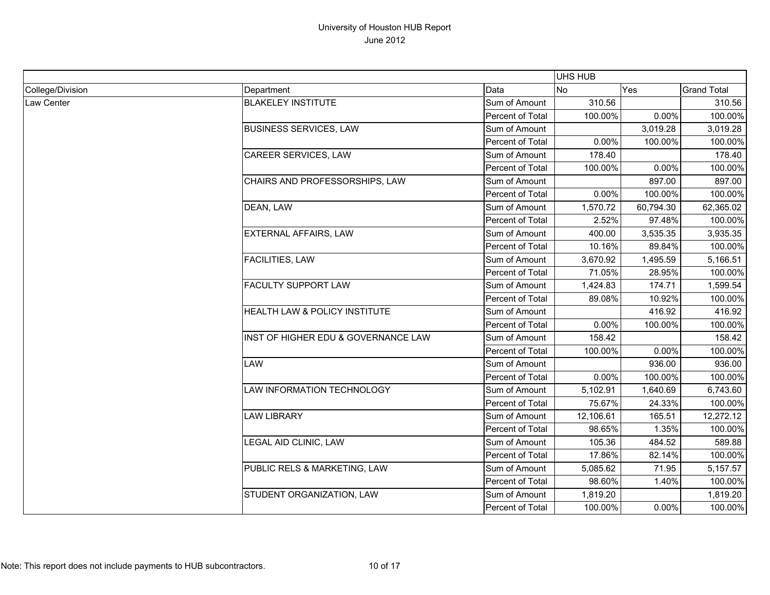# University of Houston HUB Report

June 2012

| | | | UHS HUB | | |
|---|---|---|---|---|---|
| College/Division | Department | Data | No | Yes | Grand Total |
| Law Center | BLAKELEY INSTITUTE | Sum of Amount | 310.56 | | 310.56 |
| | | Percent of Total | 100.00% | 0.00% | 100.00% |
| | BUSINESS SERVICES, LAW | Sum of Amount | | 3,019.28 | 3,019.28 |
| | | Percent of Total | 0.00% | 100.00% | 100.00% |
| | CAREER SERVICES, LAW | Sum of Amount | 178.40 | | 178.40 |
| | | Percent of Total | 100.00% | 0.00% | 100.00% |
| | CHAIRS AND PROFESSORSHIPS, LAW | Sum of Amount | | 897.00 | 897.00 |
| | | Percent of Total | 0.00% | 100.00% | 100.00% |
| | DEAN, LAW | Sum of Amount | 1,570.72 | 60,794.30 | 62,365.02 |
| | | Percent of Total | 2.52% | 97.48% | 100.00% |
| | EXTERNAL AFFAIRS, LAW | Sum of Amount | 400.00 | 3,535.35 | 3,935.35 |
| | | Percent of Total | 10.16% | 89.84% | 100.00% |
| | FACILITIES, LAW | Sum of Amount | 3,670.92 | 1,495.59 | 5,166.51 |
| | | Percent of Total | 71.05% | 28.95% | 100.00% |
| | FACULTY SUPPORT LAW | Sum of Amount | 1,424.83 | 174.71 | 1,599.54 |
| | | Percent of Total | 89.08% | 10.92% | 100.00% |
| | HEALTH LAW & POLICY INSTITUTE | Sum of Amount | | 416.92 | 416.92 |
| | | Percent of Total | 0.00% | 100.00% | 100.00% |
| | INST OF HIGHER EDU & GOVERNANCE LAW | Sum of Amount | 158.42 | | 158.42 |
| | | Percent of Total | 100.00% | 0.00% | 100.00% |
| | LAW | Sum of Amount | | 936.00 | 936.00 |
| | | Percent of Total | 0.00% | 100.00% | 100.00% |
| | LAW INFORMATION TECHNOLOGY | Sum of Amount | 5,102.91 | 1,640.69 | 6,743.60 |
| | | Percent of Total | 75.67% | 24.33% | 100.00% |
| | LAW LIBRARY | Sum of Amount | 12,106.61 | 165.51 | 12,272.12 |
| | | Percent of Total | 98.65% | 1.35% | 100.00% |
| | LEGAL AID CLINIC, LAW | Sum of Amount | 105.36 | 484.52 | 589.88 |
| | | Percent of Total | 17.86% | 82.14% | 100.00% |
| | PUBLIC RELS & MARKETING, LAW | Sum of Amount | 5,085.62 | 71.95 | 5,157.57 |
| | | Percent of Total | 98.60% | 1.40% | 100.00% |
| | STUDENT ORGANIZATION, LAW | Sum of Amount | 1,819.20 | | 1,819.20 |
| | | Percent of Total | 100.00% | 0.00% | 100.00% |

Note: This report does not include payments to HUB subcontractors.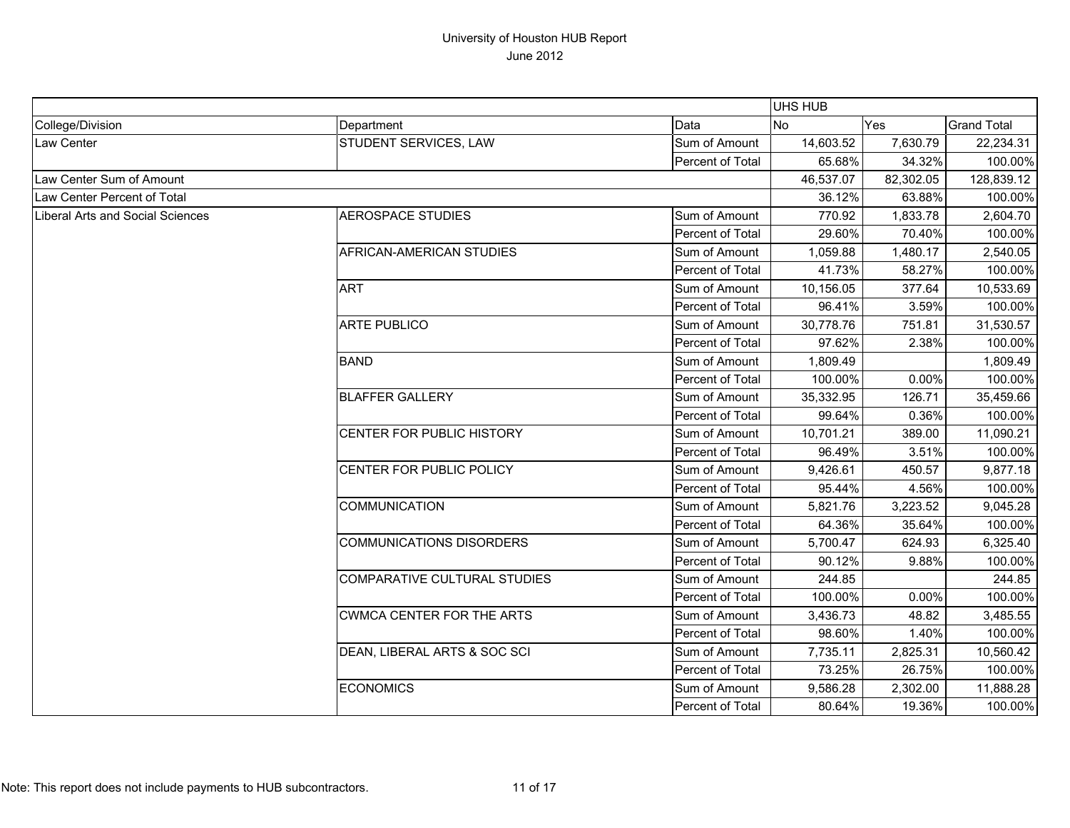University of Houston HUB Report
June 2012

| | | | UHS HUB | | |
|---|---|---|---|---|---|
| College/Division | Department | Data | No | Yes | Grand Total |
| Law Center | STUDENT SERVICES, LAW | Sum of Amount | 14,603.52 | 7,630.79 | 22,234.31 |
| | | Percent of Total | 65.68% | 34.32% | 100.00% |
| Law Center Sum of Amount | | | 46,537.07 | 82,302.05 | 128,839.12 |
| Law Center Percent of Total | | | 36.12% | 63.88% | 100.00% |
| Liberal Arts and Social Sciences | AEROSPACE STUDIES | Sum of Amount | 770.92 | 1,833.78 | 2,604.70 |
| | | Percent of Total | 29.60% | 70.40% | 100.00% |
| | AFRICAN-AMERICAN STUDIES | Sum of Amount | 1,059.88 | 1,480.17 | 2,540.05 |
| | | Percent of Total | 41.73% | 58.27% | 100.00% |
| | ART | Sum of Amount | 10,156.05 | 377.64 | 10,533.69 |
| | | Percent of Total | 96.41% | 3.59% | 100.00% |
| | ARTE PUBLICO | Sum of Amount | 30,778.76 | 751.81 | 31,530.57 |
| | | Percent of Total | 97.62% | 2.38% | 100.00% |
| | BAND | Sum of Amount | 1,809.49 | | 1,809.49 |
| | | Percent of Total | 100.00% | 0.00% | 100.00% |
| | BLAFFER GALLERY | Sum of Amount | 35,332.95 | 126.71 | 35,459.66 |
| | | Percent of Total | 99.64% | 0.36% | 100.00% |
| | CENTER FOR PUBLIC HISTORY | Sum of Amount | 10,701.21 | 389.00 | 11,090.21 |
| | | Percent of Total | 96.49% | 3.51% | 100.00% |
| | CENTER FOR PUBLIC POLICY | Sum of Amount | 9,426.61 | 450.57 | 9,877.18 |
| | | Percent of Total | 95.44% | 4.56% | 100.00% |
| | COMMUNICATION | Sum of Amount | 5,821.76 | 3,223.52 | 9,045.28 |
| | | Percent of Total | 64.36% | 35.64% | 100.00% |
| | COMMUNICATIONS DISORDERS | Sum of Amount | 5,700.47 | 624.93 | 6,325.40 |
| | | Percent of Total | 90.12% | 9.88% | 100.00% |
| | COMPARATIVE CULTURAL STUDIES | Sum of Amount | 244.85 | | 244.85 |
| | | Percent of Total | 100.00% | 0.00% | 100.00% |
| | CWMCA CENTER FOR THE ARTS | Sum of Amount | 3,436.73 | 48.82 | 3,485.55 |
| | | Percent of Total | 98.60% | 1.40% | 100.00% |
| | DEAN, LIBERAL ARTS & SOC SCI | Sum of Amount | 7,735.11 | 2,825.31 | 10,560.42 |
| | | Percent of Total | 73.25% | 26.75% | 100.00% |
| | ECONOMICS | Sum of Amount | 9,586.28 | 2,302.00 | 11,888.28 |
| | | Percent of Total | 80.64% | 19.36% | 100.00% |

Note: This report does not include payments to HUB subcontractors.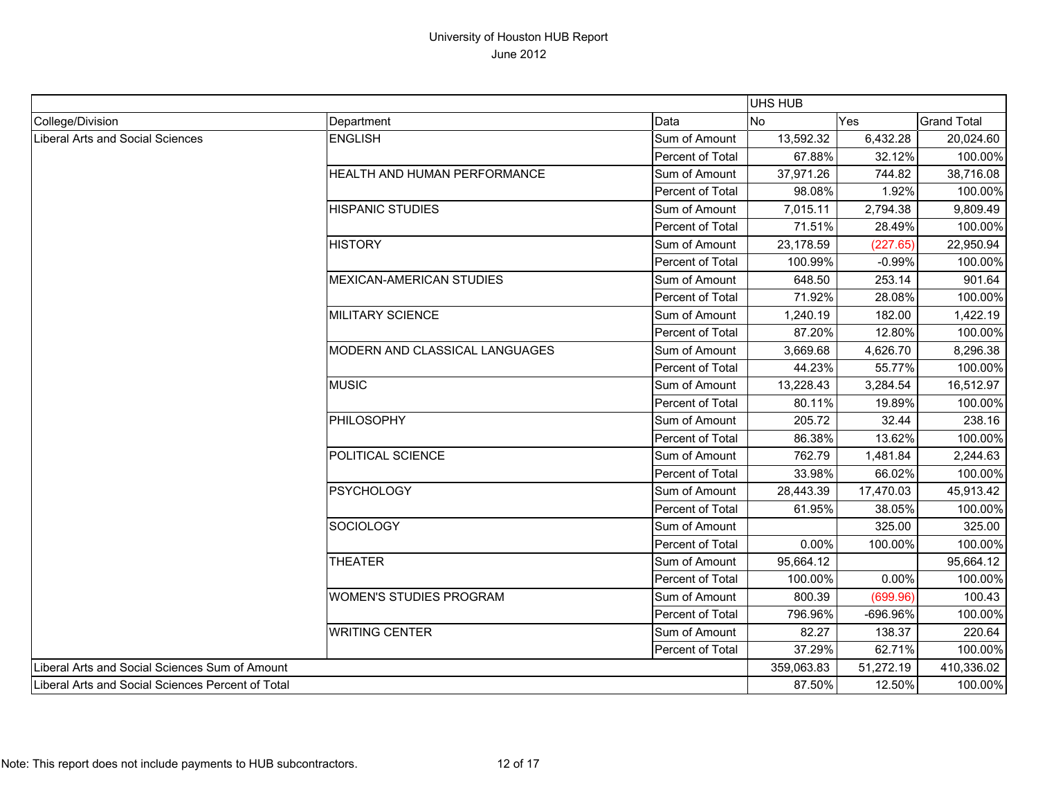# University of Houston HUB Report

June 2012

| | | | UHS HUB | | |
|---|---|---|---|---|---|
| College/Division | Department | Data | No | Yes | Grand Total |
| Liberal Arts and Social Sciences | ENGLISH | Sum of Amount | 13,592.32 | 6,432.28 | 20,024.60 |
| | | Percent of Total | 67.88% | 32.12% | 100.00% |
| | HEALTH AND HUMAN PERFORMANCE | Sum of Amount | 37,971.26 | 744.82 | 38,716.08 |
| | | Percent of Total | 98.08% | 1.92% | 100.00% |
| | HISPANIC STUDIES | Sum of Amount | 7,015.11 | 2,794.38 | 9,809.49 |
| | | Percent of Total | 71.51% | 28.49% | 100.00% |
| | HISTORY | Sum of Amount | 23,178.59 | (227.65) | 22,950.94 |
| | | Percent of Total | 100.99% | -0.99% | 100.00% |
| | MEXICAN-AMERICAN STUDIES | Sum of Amount | 648.50 | 253.14 | 901.64 |
| | | Percent of Total | 71.92% | 28.08% | 100.00% |
| | MILITARY SCIENCE | Sum of Amount | 1,240.19 | 182.00 | 1,422.19 |
| | | Percent of Total | 87.20% | 12.80% | 100.00% |
| | MODERN AND CLASSICAL LANGUAGES | Sum of Amount | 3,669.68 | 4,626.70 | 8,296.38 |
| | | Percent of Total | 44.23% | 55.77% | 100.00% |
| | MUSIC | Sum of Amount | 13,228.43 | 3,284.54 | 16,512.97 |
| | | Percent of Total | 80.11% | 19.89% | 100.00% |
| | PHILOSOPHY | Sum of Amount | 205.72 | 32.44 | 238.16 |
| | | Percent of Total | 86.38% | 13.62% | 100.00% |
| | POLITICAL SCIENCE | Sum of Amount | 762.79 | 1,481.84 | 2,244.63 |
| | | Percent of Total | 33.98% | 66.02% | 100.00% |
| | PSYCHOLOGY | Sum of Amount | 28,443.39 | 17,470.03 | 45,913.42 |
| | | Percent of Total | 61.95% | 38.05% | 100.00% |
| | SOCIOLOGY | Sum of Amount | | 325.00 | 325.00 |
| | | Percent of Total | 0.00% | 100.00% | 100.00% |
| | THEATER | Sum of Amount | 95,664.12 | | 95,664.12 |
| | | Percent of Total | 100.00% | 0.00% | 100.00% |
| | WOMEN'S STUDIES PROGRAM | Sum of Amount | 800.39 | (699.96) | 100.43 |
| | | Percent of Total | 796.96% | -696.96% | 100.00% |
| | WRITING CENTER | Sum of Amount | 82.27 | 138.37 | 220.64 |
| | | Percent of Total | 37.29% | 62.71% | 100.00% |
| Liberal Arts and Social Sciences Sum of Amount | | | 359,063.83 | 51,272.19 | 410,336.02 |
| Liberal Arts and Social Sciences Percent of Total | | | 87.50% | 12.50% | 100.00% |

Note: This report does not include payments to HUB subcontractors.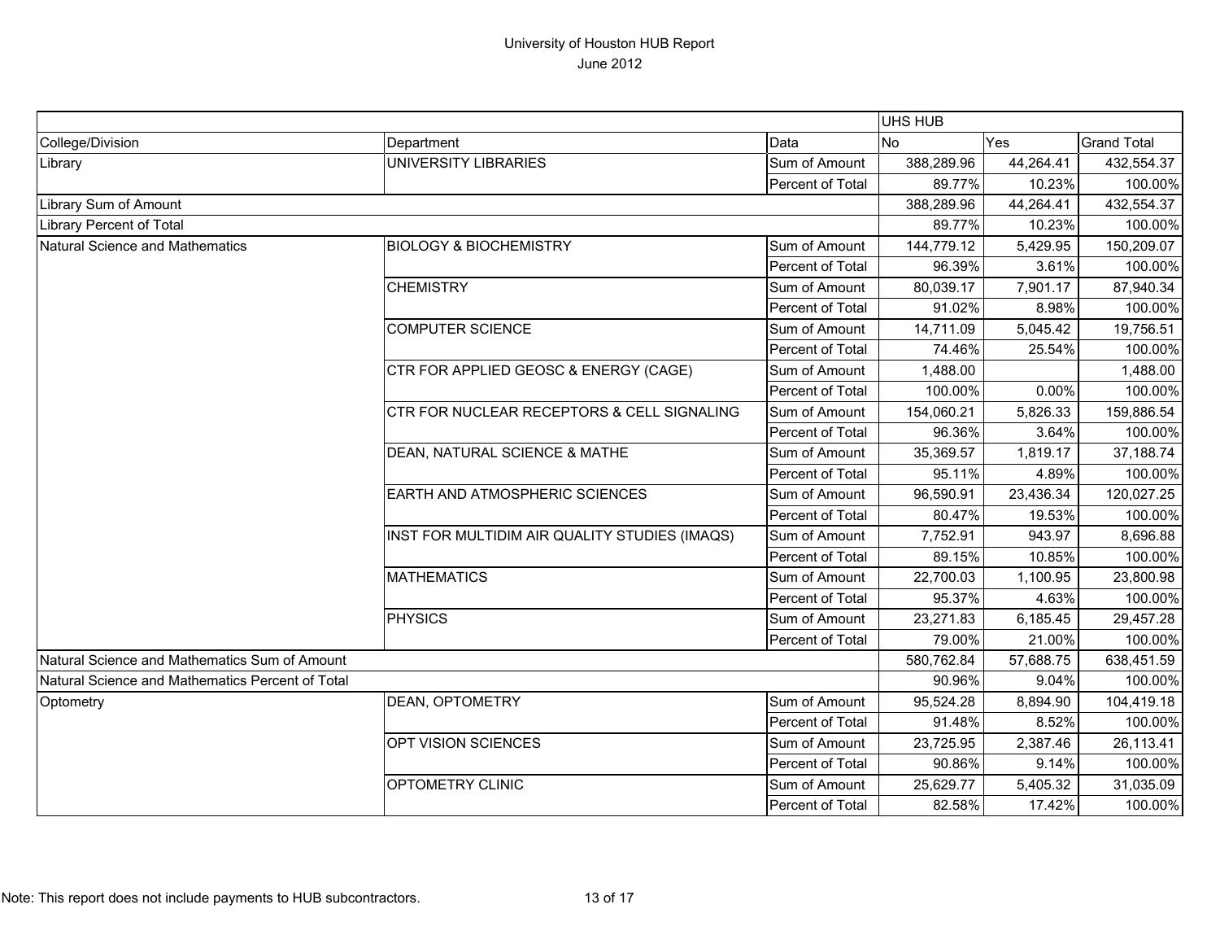# University of Houston HUB Report

June 2012

| | | | UHS HUB | | |
|---|---|---|---|---|---|
| College/Division | Department | Data | No | Yes | Grand Total |
| Library | UNIVERSITY LIBRARIES | Sum of Amount | 388,289.96 | 44,264.41 | 432,554.37 |
| | | Percent of Total | 89.77% | 10.23% | 100.00% |
| Library Sum of Amount | | | 388,289.96 | 44,264.41 | 432,554.37 |
| Library Percent of Total | | | 89.77% | 10.23% | 100.00% |
| Natural Science and Mathematics | BIOLOGY & BIOCHEMISTRY | Sum of Amount | 144,779.12 | 5,429.95 | 150,209.07 |
| | | Percent of Total | 96.39% | 3.61% | 100.00% |
| | CHEMISTRY | Sum of Amount | 80,039.17 | 7,901.17 | 87,940.34 |
| | | Percent of Total | 91.02% | 8.98% | 100.00% |
| | COMPUTER SCIENCE | Sum of Amount | 14,711.09 | 5,045.42 | 19,756.51 |
| | | Percent of Total | 74.46% | 25.54% | 100.00% |
| | CTR FOR APPLIED GEOSC & ENERGY (CAGE) | Sum of Amount | 1,488.00 | | 1,488.00 |
| | | Percent of Total | 100.00% | 0.00% | 100.00% |
| | CTR FOR NUCLEAR RECEPTORS & CELL SIGNALING | Sum of Amount | 154,060.21 | 5,826.33 | 159,886.54 |
| | | Percent of Total | 96.36% | 3.64% | 100.00% |
| | DEAN, NATURAL SCIENCE & MATHE | Sum of Amount | 35,369.57 | 1,819.17 | 37,188.74 |
| | | Percent of Total | 95.11% | 4.89% | 100.00% |
| | EARTH AND ATMOSPHERIC SCIENCES | Sum of Amount | 96,590.91 | 23,436.34 | 120,027.25 |
| | | Percent of Total | 80.47% | 19.53% | 100.00% |
| | INST FOR MULTIDIM AIR QUALITY STUDIES (IMAQS) | Sum of Amount | 7,752.91 | 943.97 | 8,696.88 |
| | | Percent of Total | 89.15% | 10.85% | 100.00% |
| | MATHEMATICS | Sum of Amount | 22,700.03 | 1,100.95 | 23,800.98 |
| | | Percent of Total | 95.37% | 4.63% | 100.00% |
| | PHYSICS | Sum of Amount | 23,271.83 | 6,185.45 | 29,457.28 |
| | | Percent of Total | 79.00% | 21.00% | 100.00% |
| Natural Science and Mathematics Sum of Amount | | | 580,762.84 | 57,688.75 | 638,451.59 |
| Natural Science and Mathematics Percent of Total | | | 90.96% | 9.04% | 100.00% |
| Optometry | DEAN, OPTOMETRY | Sum of Amount | 95,524.28 | 8,894.90 | 104,419.18 |
| | | Percent of Total | 91.48% | 8.52% | 100.00% |
| | OPT VISION SCIENCES | Sum of Amount | 23,725.95 | 2,387.46 | 26,113.41 |
| | | Percent of Total | 90.86% | 9.14% | 100.00% |
| | OPTOMETRY CLINIC | Sum of Amount | 25,629.77 | 5,405.32 | 31,035.09 |
| | | Percent of Total | 82.58% | 17.42% | 100.00% |

Note: This report does not include payments to HUB subcontractors.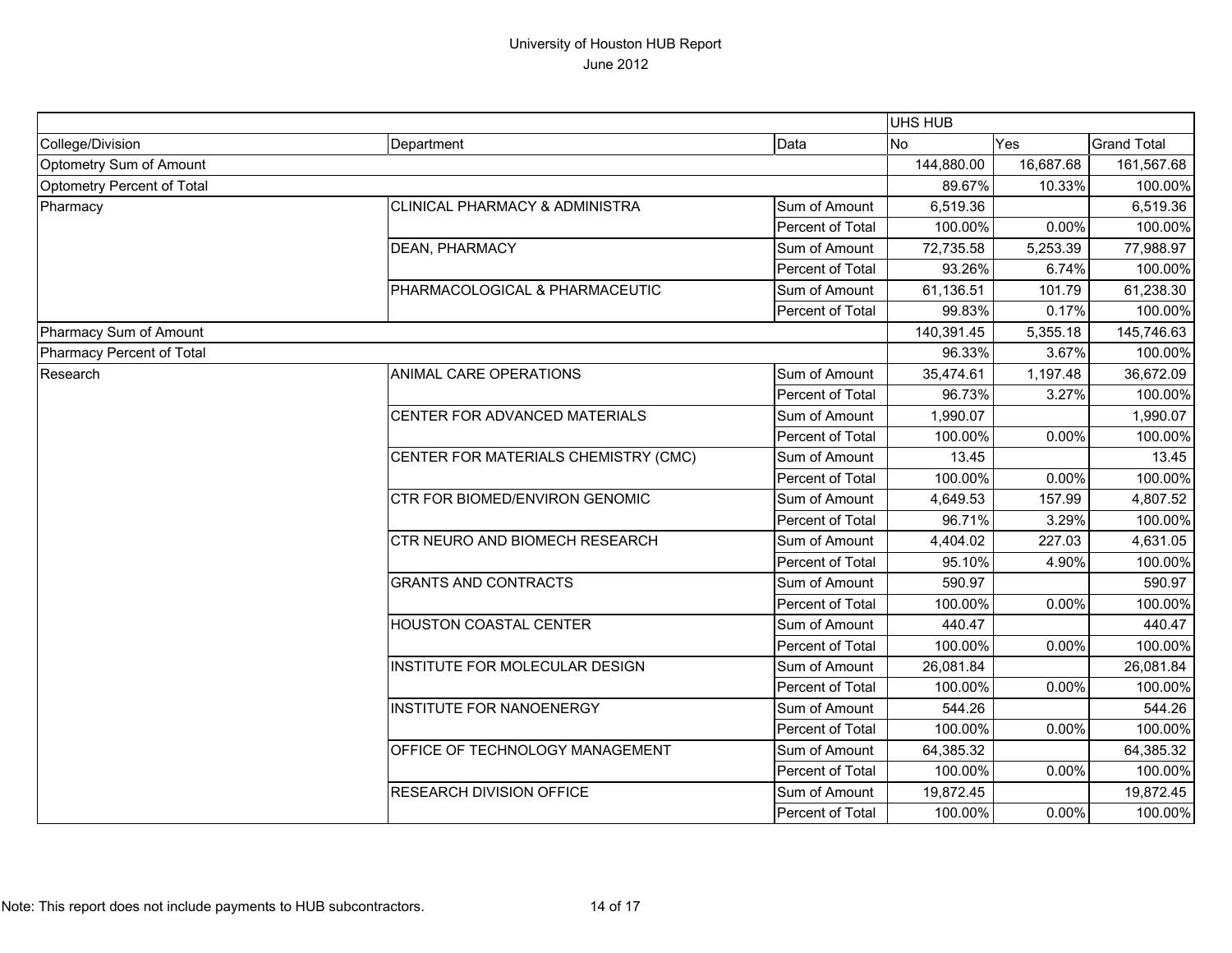# University of Houston HUB Report
June 2012

| | | | UHS HUB | | |
|---|---|---|---|---|---|
| College/Division | Department | Data | No | Yes | Grand Total |
| Optometry Sum of Amount | | | 144,880.00 | 16,687.68 | 161,567.68 |
| Optometry Percent of Total | | | 89.67% | 10.33% | 100.00% |
| Pharmacy | CLINICAL PHARMACY & ADMINISTRA | Sum of Amount | 6,519.36 | | 6,519.36 |
| | | Percent of Total | 100.00% | 0.00% | 100.00% |
| | DEAN, PHARMACY | Sum of Amount | 72,735.58 | 5,253.39 | 77,988.97 |
| | | Percent of Total | 93.26% | 6.74% | 100.00% |
| | PHARMACOLOGICAL & PHARMACEUTIC | Sum of Amount | 61,136.51 | 101.79 | 61,238.30 |
| | | Percent of Total | 99.83% | 0.17% | 100.00% |
| Pharmacy Sum of Amount | | | 140,391.45 | 5,355.18 | 145,746.63 |
| Pharmacy Percent of Total | | | 96.33% | 3.67% | 100.00% |
| Research | ANIMAL CARE OPERATIONS | Sum of Amount | 35,474.61 | 1,197.48 | 36,672.09 |
| | | Percent of Total | 96.73% | 3.27% | 100.00% |
| | CENTER FOR ADVANCED MATERIALS | Sum of Amount | 1,990.07 | | 1,990.07 |
| | | Percent of Total | 100.00% | 0.00% | 100.00% |
| | CENTER FOR MATERIALS CHEMISTRY (CMC) | Sum of Amount | 13.45 | | 13.45 |
| | | Percent of Total | 100.00% | 0.00% | 100.00% |
| | CTR FOR BIOMED/ENVIRON GENOMIC | Sum of Amount | 4,649.53 | 157.99 | 4,807.52 |
| | | Percent of Total | 96.71% | 3.29% | 100.00% |
| | CTR NEURO AND BIOMECH RESEARCH | Sum of Amount | 4,404.02 | 227.03 | 4,631.05 |
| | | Percent of Total | 95.10% | 4.90% | 100.00% |
| | GRANTS AND CONTRACTS | Sum of Amount | 590.97 | | 590.97 |
| | | Percent of Total | 100.00% | 0.00% | 100.00% |
| | HOUSTON COASTAL CENTER | Sum of Amount | 440.47 | | 440.47 |
| | | Percent of Total | 100.00% | 0.00% | 100.00% |
| | INSTITUTE FOR MOLECULAR DESIGN | Sum of Amount | 26,081.84 | | 26,081.84 |
| | | Percent of Total | 100.00% | 0.00% | 100.00% |
| | INSTITUTE FOR NANOENERGY | Sum of Amount | 544.26 | | 544.26 |
| | | Percent of Total | 100.00% | 0.00% | 100.00% |
| | OFFICE OF TECHNOLOGY MANAGEMENT | Sum of Amount | 64,385.32 | | 64,385.32 |
| | | Percent of Total | 100.00% | 0.00% | 100.00% |
| | RESEARCH DIVISION OFFICE | Sum of Amount | 19,872.45 | | 19,872.45 |
| | | Percent of Total | 100.00% | 0.00% | 100.00% |

Note: This report does not include payments to HUB subcontractors.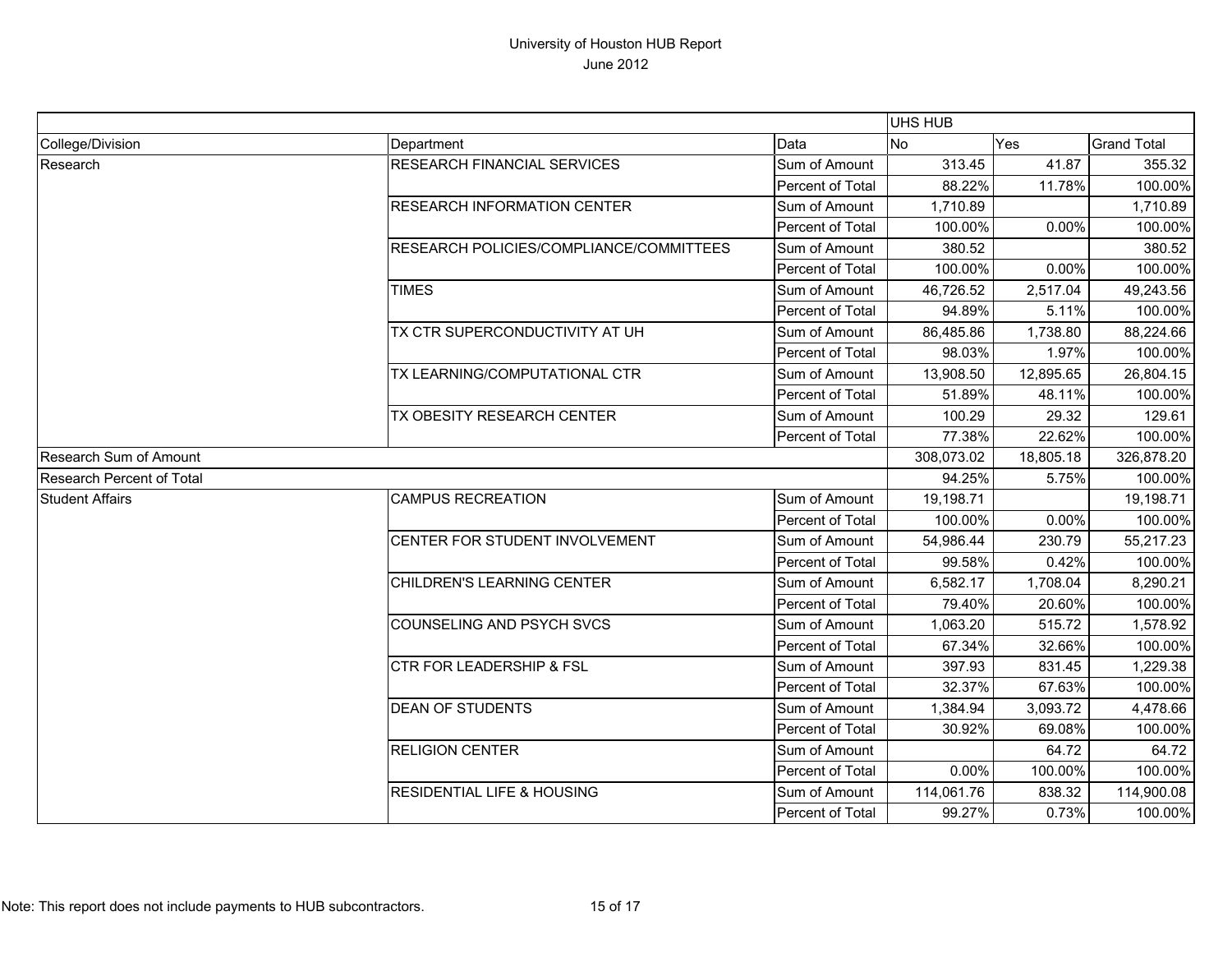# University of Houston HUB Report
## June 2012

| | | | UHS HUB | | |
|---|---|---|---|---|---|
| College/Division | Department | Data | No | Yes | Grand Total |
| Research | RESEARCH FINANCIAL SERVICES | Sum of Amount | 313.45 | 41.87 | 355.32 |
| | | Percent of Total | 88.22% | 11.78% | 100.00% |
| | RESEARCH INFORMATION CENTER | Sum of Amount | 1,710.89 | | 1,710.89 |
| | | Percent of Total | 100.00% | 0.00% | 100.00% |
| | RESEARCH POLICIES/COMPLIANCE/COMMITTEES | Sum of Amount | 380.52 | | 380.52 |
| | | Percent of Total | 100.00% | 0.00% | 100.00% |
| | TIMES | Sum of Amount | 46,726.52 | 2,517.04 | 49,243.56 |
| | | Percent of Total | 94.89% | 5.11% | 100.00% |
| | TX CTR SUPERCONDUCTIVITY AT UH | Sum of Amount | 86,485.86 | 1,738.80 | 88,224.66 |
| | | Percent of Total | 98.03% | 1.97% | 100.00% |
| | TX LEARNING/COMPUTATIONAL CTR | Sum of Amount | 13,908.50 | 12,895.65 | 26,804.15 |
| | | Percent of Total | 51.89% | 48.11% | 100.00% |
| | TX OBESITY RESEARCH CENTER | Sum of Amount | 100.29 | 29.32 | 129.61 |
| | | Percent of Total | 77.38% | 22.62% | 100.00% |
| Research Sum of Amount | | | 308,073.02 | 18,805.18 | 326,878.20 |
| Research Percent of Total | | | 94.25% | 5.75% | 100.00% |
| Student Affairs | CAMPUS RECREATION | Sum of Amount | 19,198.71 | | 19,198.71 |
| | | Percent of Total | 100.00% | 0.00% | 100.00% |
| | CENTER FOR STUDENT INVOLVEMENT | Sum of Amount | 54,986.44 | 230.79 | 55,217.23 |
| | | Percent of Total | 99.58% | 0.42% | 100.00% |
| | CHILDREN'S LEARNING CENTER | Sum of Amount | 6,582.17 | 1,708.04 | 8,290.21 |
| | | Percent of Total | 79.40% | 20.60% | 100.00% |
| | COUNSELING AND PSYCH SVCS | Sum of Amount | 1,063.20 | 515.72 | 1,578.92 |
| | | Percent of Total | 67.34% | 32.66% | 100.00% |
| | CTR FOR LEADERSHIP & FSL | Sum of Amount | 397.93 | 831.45 | 1,229.38 |
| | | Percent of Total | 32.37% | 67.63% | 100.00% |
| | DEAN OF STUDENTS | Sum of Amount | 1,384.94 | 3,093.72 | 4,478.66 |
| | | Percent of Total | 30.92% | 69.08% | 100.00% |
| | RELIGION CENTER | Sum of Amount | | 64.72 | 64.72 |
| | | Percent of Total | 0.00% | 100.00% | 100.00% |
| | RESIDENTIAL LIFE & HOUSING | Sum of Amount | 114,061.76 | 838.32 | 114,900.08 |
| | | Percent of Total | 99.27% | 0.73% | 100.00% |

Note: This report does not include payments to HUB subcontractors.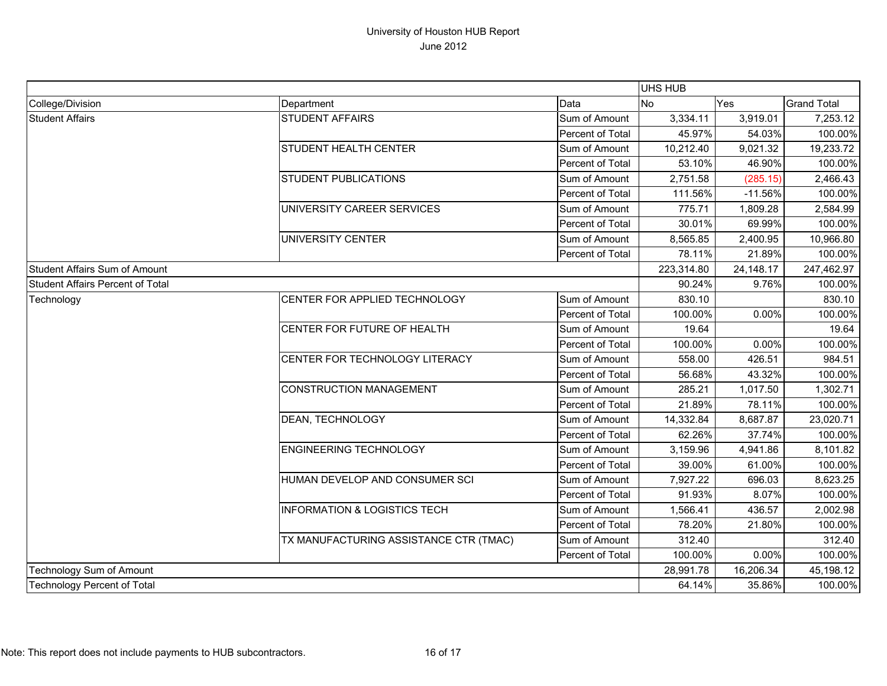# University of Houston HUB Report

June 2012

| | | | UHS HUB | | |
|---|---|---|---|---|---|
| College/Division | Department | Data | No | Yes | Grand Total |
| Student Affairs | STUDENT AFFAIRS | Sum of Amount | 3,334.11 | 3,919.01 | 7,253.12 |
| | | Percent of Total | 45.97% | 54.03% | 100.00% |
| | STUDENT HEALTH CENTER | Sum of Amount | 10,212.40 | 9,021.32 | 19,233.72 |
| | | Percent of Total | 53.10% | 46.90% | 100.00% |
| | STUDENT PUBLICATIONS | Sum of Amount | 2,751.58 | (285.15) | 2,466.43 |
| | | Percent of Total | 111.56% | -11.56% | 100.00% |
| | UNIVERSITY CAREER SERVICES | Sum of Amount | 775.71 | 1,809.28 | 2,584.99 |
| | | Percent of Total | 30.01% | 69.99% | 100.00% |
| | UNIVERSITY CENTER | Sum of Amount | 8,565.85 | 2,400.95 | 10,966.80 |
| | | Percent of Total | 78.11% | 21.89% | 100.00% |
| Student Affairs Sum of Amount | | | 223,314.80 | 24,148.17 | 247,462.97 |
| Student Affairs Percent of Total | | | 90.24% | 9.76% | 100.00% |
| Technology | CENTER FOR APPLIED TECHNOLOGY | Sum of Amount | 830.10 | | 830.10 |
| | | Percent of Total | 100.00% | 0.00% | 100.00% |
| | CENTER FOR FUTURE OF HEALTH | Sum of Amount | 19.64 | | 19.64 |
| | | Percent of Total | 100.00% | 0.00% | 100.00% |
| | CENTER FOR TECHNOLOGY LITERACY | Sum of Amount | 558.00 | 426.51 | 984.51 |
| | | Percent of Total | 56.68% | 43.32% | 100.00% |
| | CONSTRUCTION MANAGEMENT | Sum of Amount | 285.21 | 1,017.50 | 1,302.71 |
| | | Percent of Total | 21.89% | 78.11% | 100.00% |
| | DEAN, TECHNOLOGY | Sum of Amount | 14,332.84 | 8,687.87 | 23,020.71 |
| | | Percent of Total | 62.26% | 37.74% | 100.00% |
| | ENGINEERING TECHNOLOGY | Sum of Amount | 3,159.96 | 4,941.86 | 8,101.82 |
| | | Percent of Total | 39.00% | 61.00% | 100.00% |
| | HUMAN DEVELOP AND CONSUMER SCI | Sum of Amount | 7,927.22 | 696.03 | 8,623.25 |
| | | Percent of Total | 91.93% | 8.07% | 100.00% |
| | INFORMATION & LOGISTICS TECH | Sum of Amount | 1,566.41 | 436.57 | 2,002.98 |
| | | Percent of Total | 78.20% | 21.80% | 100.00% |
| | TX MANUFACTURING ASSISTANCE CTR (TMAC) | Sum of Amount | 312.40 | | 312.40 |
| | | Percent of Total | 100.00% | 0.00% | 100.00% |
| Technology Sum of Amount | | | 28,991.78 | 16,206.34 | 45,198.12 |
| Technology Percent of Total | | | 64.14% | 35.86% | 100.00% |

Note: This report does not include payments to HUB subcontractors.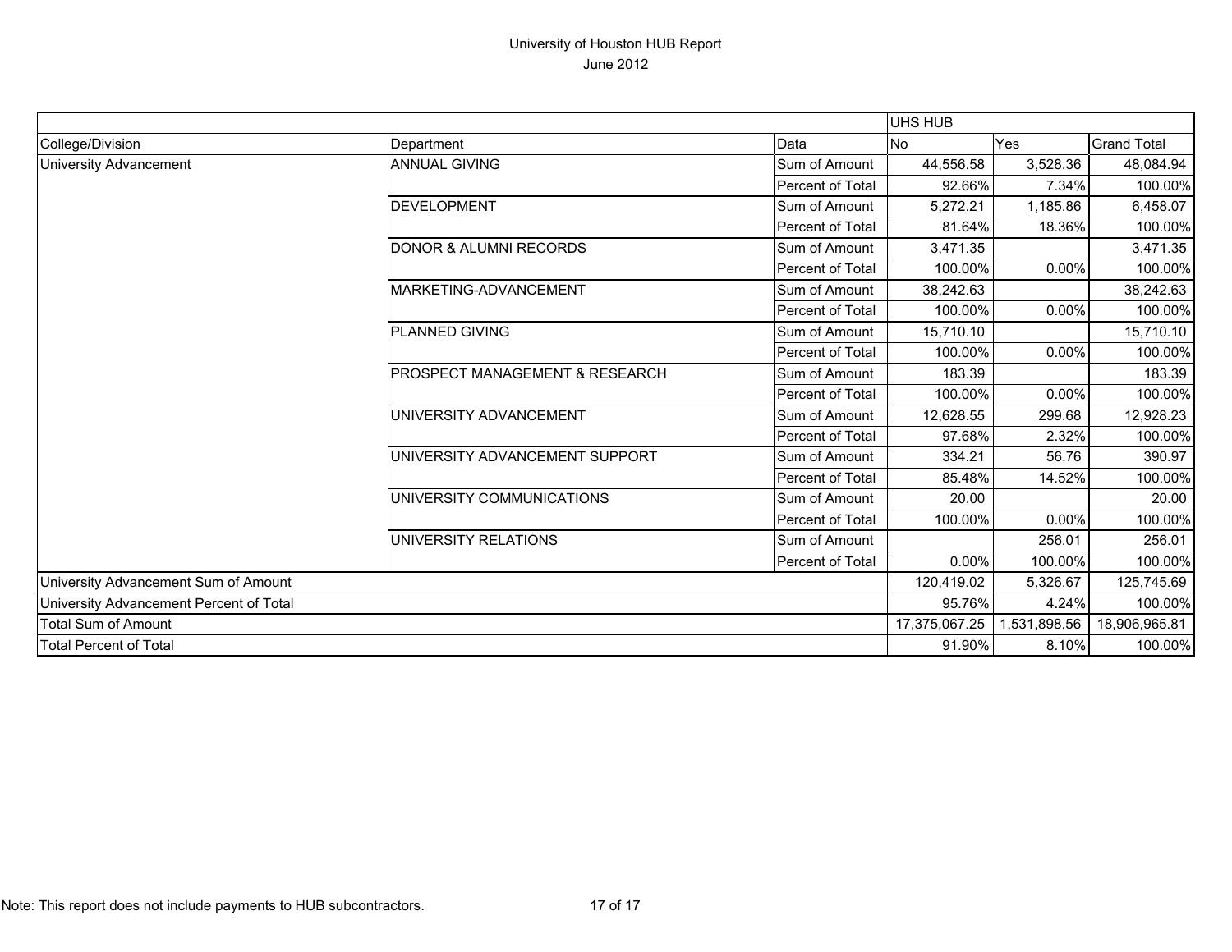# University of Houston HUB Report
June 2012

| | | | UHS HUB | | |
|---|---|---|---|---|---|
| College/Division | Department | Data | No | Yes | Grand Total |
| University Advancement | ANNUAL GIVING | Sum of Amount | 44,556.58 | 3,528.36 | 48,084.94 |
| | | Percent of Total | 92.66% | 7.34% | 100.00% |
| | DEVELOPMENT | Sum of Amount | 5,272.21 | 1,185.86 | 6,458.07 |
| | | Percent of Total | 81.64% | 18.36% | 100.00% |
| | DONOR & ALUMNI RECORDS | Sum of Amount | 3,471.35 | | 3,471.35 |
| | | Percent of Total | 100.00% | 0.00% | 100.00% |
| | MARKETING-ADVANCEMENT | Sum of Amount | 38,242.63 | | 38,242.63 |
| | | Percent of Total | 100.00% | 0.00% | 100.00% |
| | PLANNED GIVING | Sum of Amount | 15,710.10 | | 15,710.10 |
| | | Percent of Total | 100.00% | 0.00% | 100.00% |
| | PROSPECT MANAGEMENT & RESEARCH | Sum of Amount | 183.39 | | 183.39 |
| | | Percent of Total | 100.00% | 0.00% | 100.00% |
| | UNIVERSITY ADVANCEMENT | Sum of Amount | 12,628.55 | 299.68 | 12,928.23 |
| | | Percent of Total | 97.68% | 2.32% | 100.00% |
| | UNIVERSITY ADVANCEMENT SUPPORT | Sum of Amount | 334.21 | 56.76 | 390.97 |
| | | Percent of Total | 85.48% | 14.52% | 100.00% |
| | UNIVERSITY COMMUNICATIONS | Sum of Amount | 20.00 | | 20.00 |
| | | Percent of Total | 100.00% | 0.00% | 100.00% |
| | UNIVERSITY RELATIONS | Sum of Amount | | 256.01 | 256.01 |
| | | Percent of Total | 0.00% | 100.00% | 100.00% |
| University Advancement Sum of Amount | | | 120,419.02 | 5,326.67 | 125,745.69 |
| University Advancement Percent of Total | | | 95.76% | 4.24% | 100.00% |
| Total Sum of Amount | | | 17,375,067.25 | 1,531,898.56 | 18,906,965.81 |
| Total Percent of Total | | | 91.90% | 8.10% | 100.00% |

Note: This report does not include payments to HUB subcontractors.